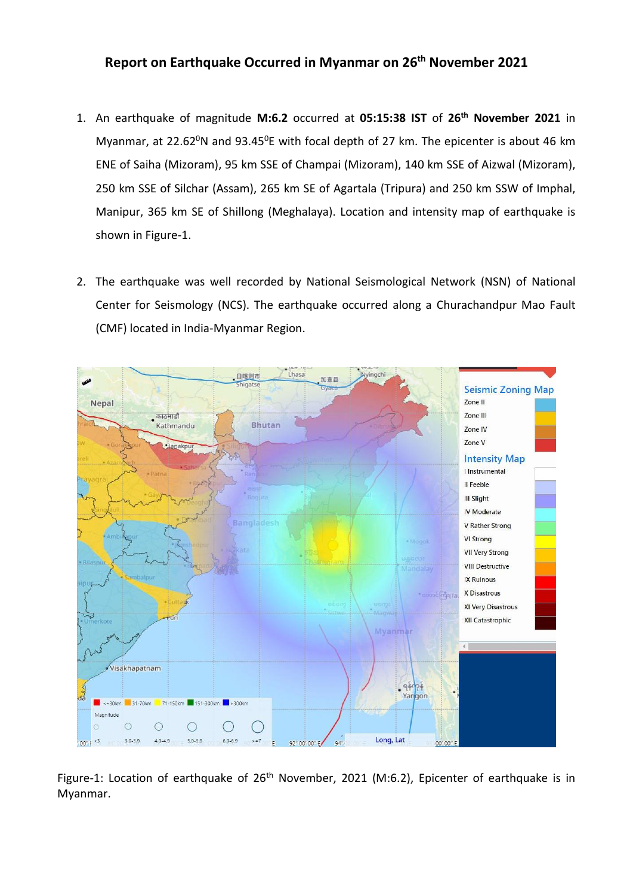# Report on Earthquake Occurred in Myanmar on 26th November 2021

1. An earthquake of magnitude **M:6.2** occurred at **05:15:38 IST** of **26th November 2021** in Myanmar, at 22.62$^0$N and 93.45$^0$E with focal depth of 27 km. The epicenter is about 46 km ENE of Saiha (Mizoram), 95 km SSE of Champai (Mizoram), 140 km SSE of Aizwal (Mizoram), 250 km SSE of Silchar (Assam), 265 km SE of Agartala (Tripura) and 250 km SSW of Imphal, Manipur, 365 km SE of Shillong (Meghalaya). Location and intensity map of earthquake is shown in Figure-1.

2. The earthquake was well recorded by National Seismological Network (NSN) of National Center for Seismology (NCS). The earthquake occurred along a Churachandpur Mao Fault (CMF) located in India-Myanmar Region.

Seismic Zoning Map
Zone II
Zone III
Zone IV
Zone V

Intensity Map
I Instrumental
II Feeble
III Slight
IV Moderate
V Rather Strong
VI Strong
VII Very Strong
VIII Destructive
IX Ruinous
X Disastrous
XI Very Disastrous
XII Catastrophic

<=30km 31-70km 71-150km 151-300km >300km
Magnitude
<3 3.0-3.9 4.0-4.9 5.0-5.9 6.0-6.9 >=7

Figure-1: Location of earthquake of 26th November, 2021 (M:6.2), Epicenter of earthquake is in Myanmar.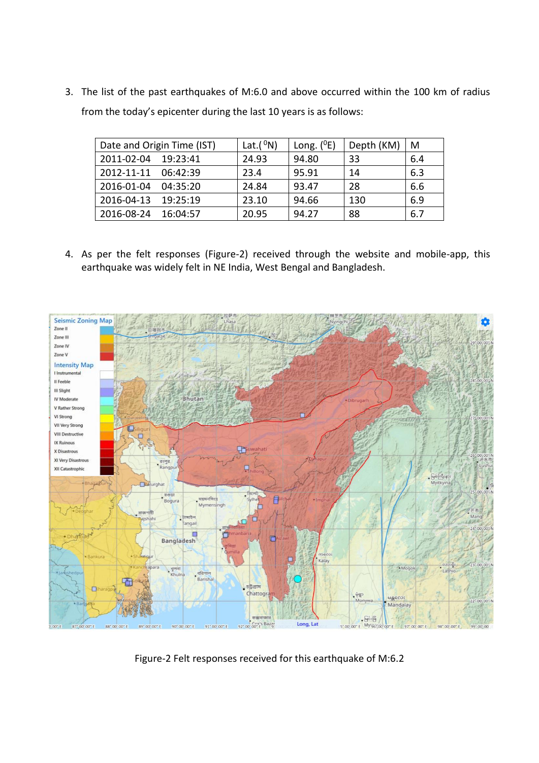3. The list of the past earthquakes of M:6.0 and above occurred within the 100 km of radius from the today's epicenter during the last 10 years is as follows:

| Date and Origin Time (IST) | Lat.($^0$N) | Long. ($^0$E) | Depth (KM) | M |
|---|---|---|---|---|
| 2011-02-04 19:23:41 | 24.93 | 94.80 | 33 | 6.4 |
| 2012-11-11 06:42:39 | 23.4 | 95.91 | 14 | 6.3 |
| 2016-01-04 04:35:20 | 24.84 | 93.47 | 28 | 6.6 |
| 2016-04-13 19:25:19 | 23.10 | 94.66 | 130 | 6.9 |
| 2016-08-24 16:04:57 | 20.95 | 94.27 | 88 | 6.7 |

4. As per the felt responses (Figure-2) received through the website and mobile-app, this earthquake was widely felt in NE India, West Bengal and Bangladesh.

Seismic Zoning Map
Zone II
Zone III
Zone IV
Zone V
Intensity Map
I Instrumental
II Feeble
III Slight
IV Moderate
V Rather Strong
VI Strong
VII Very Strong
VIII Destructive
IX Ruinous
X Disastrous
XI Very Disastrous
XII Catastrophic

Figure-2 Felt responses received for this earthquake of M:6.2